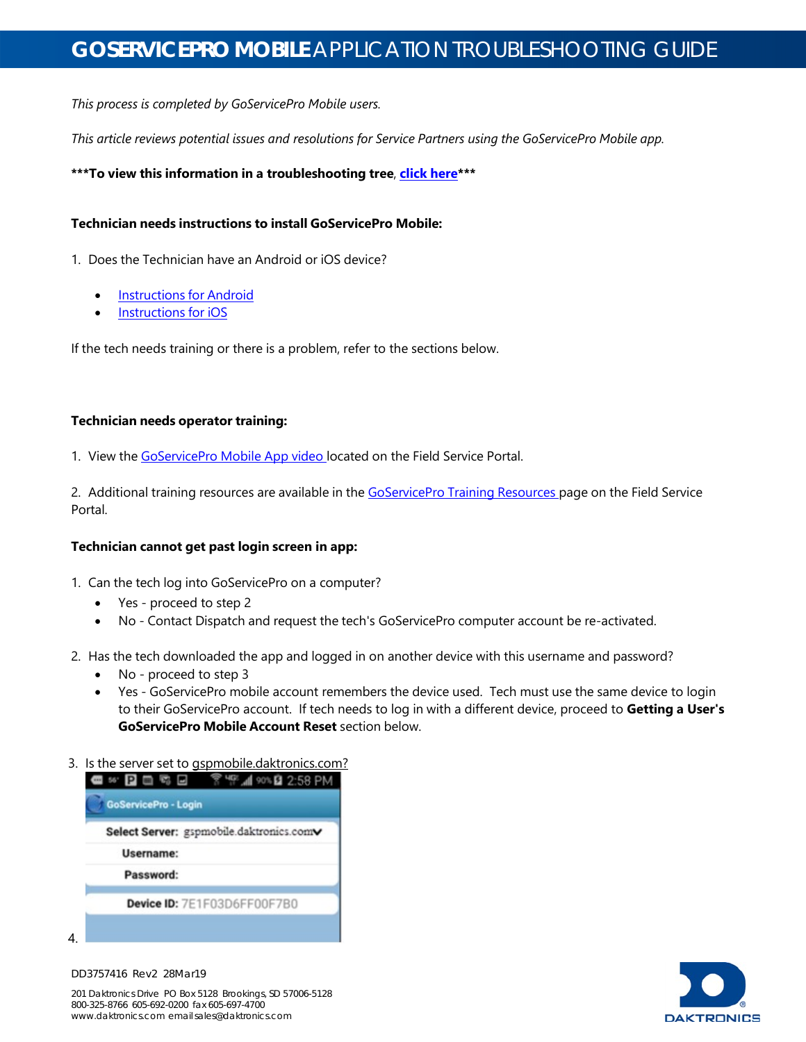# GOSERVICEPRO MOBILE APPLICATION TROUBLESHOOTING GUIDE

*This process is completed by GoServicePro Mobile users.*

*This article reviews potential issues and resolutions for Service Partners using the GoServicePro Mobile app.*

**\*\*\*To view this information in a troubleshooting tree, click here\*\*\***

**Technician needs instructions to install GoServicePro Mobile:**

1. Does the Technician have an Android or iOS device?
   - Instructions for Android
   - Instructions for iOS

If the tech needs training or there is a problem, refer to the sections below.

**Technician needs operator training:**

1. View the GoServicePro Mobile App video located on the Field Service Portal.

2. Additional training resources are available in the GoServicePro Training Resources page on the Field Service Portal.

**Technician cannot get past login screen in app:**

1. Can the tech log into GoServicePro on a computer?
   - Yes - proceed to step 2
   - No - Contact Dispatch and request the tech's GoServicePro computer account be re-activated.

2. Has the tech downloaded the app and logged in on another device with this username and password?
   - No - proceed to step 3
   - Yes - GoServicePro mobile account remembers the device used. Tech must use the same device to login to their GoServicePro account. If tech needs to log in with a different device, proceed to **Getting a User's GoServicePro Mobile Account Reset** section below.

3. Is the server set to gspmobile.daktronics.com?

4.

DD3757416 Rev2 28Mar19

201 Daktronics Drive PO Box 5128 Brookings, SD 57006-5128
800-325-8766 605-692-0200 fax 605-697-4700
www.daktronics.com email sales@daktronics.com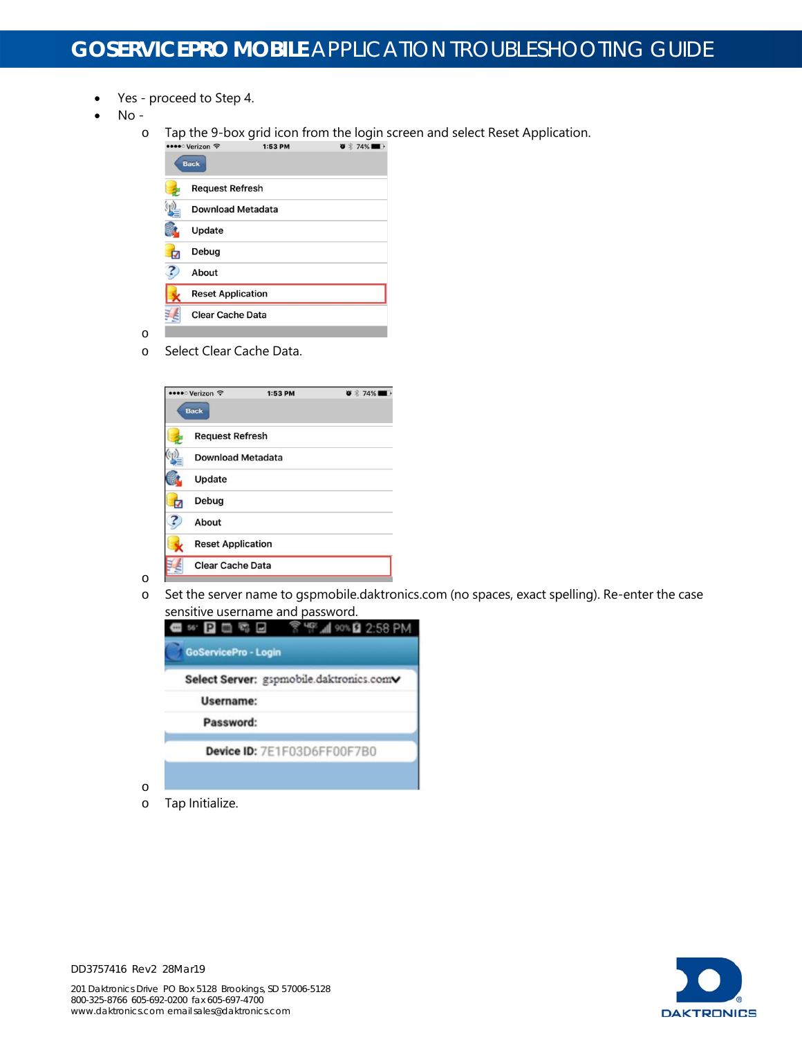- Yes - proceed to Step 4.
- No -
  - Tap the 9-box grid icon from the login screen and select Reset Application.
  - Select Clear Cache Data.
  - Set the server name to gspmobile.daktronics.com (no spaces, exact spelling). Re-enter the case sensitive username and password.
  - Tap Initialize.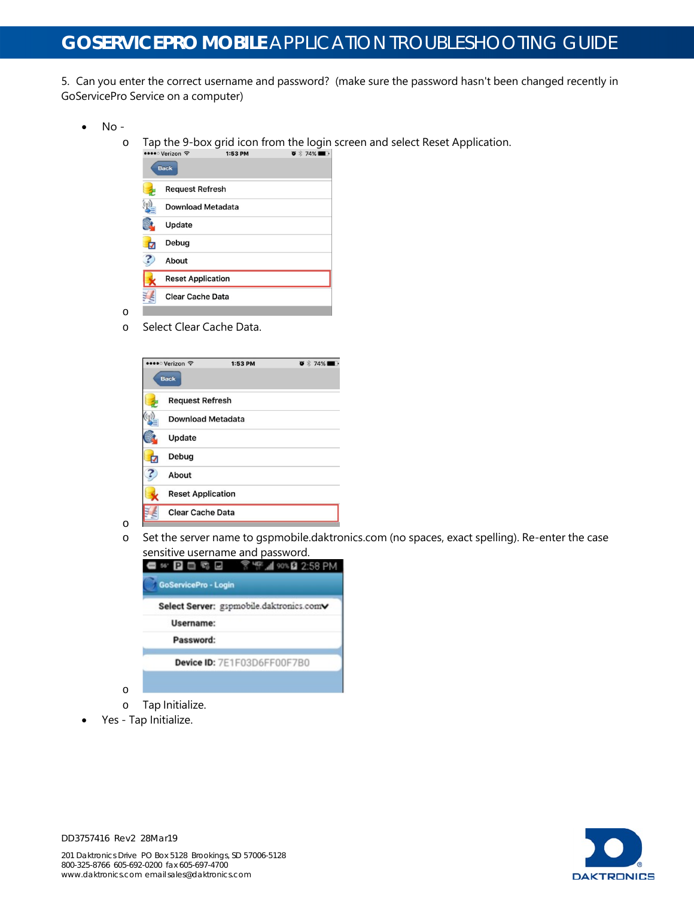5. Can you enter the correct username and password? (make sure the password hasn't been changed recently in GoServicePro Service on a computer)

- No -
  - Tap the 9-box grid icon from the login screen and select Reset Application.
  - Select Clear Cache Data.
  - Set the server name to gspmobile.daktronics.com (no spaces, exact spelling). Re-enter the case sensitive username and password.
  - Tap Initialize.
- Yes - Tap Initialize.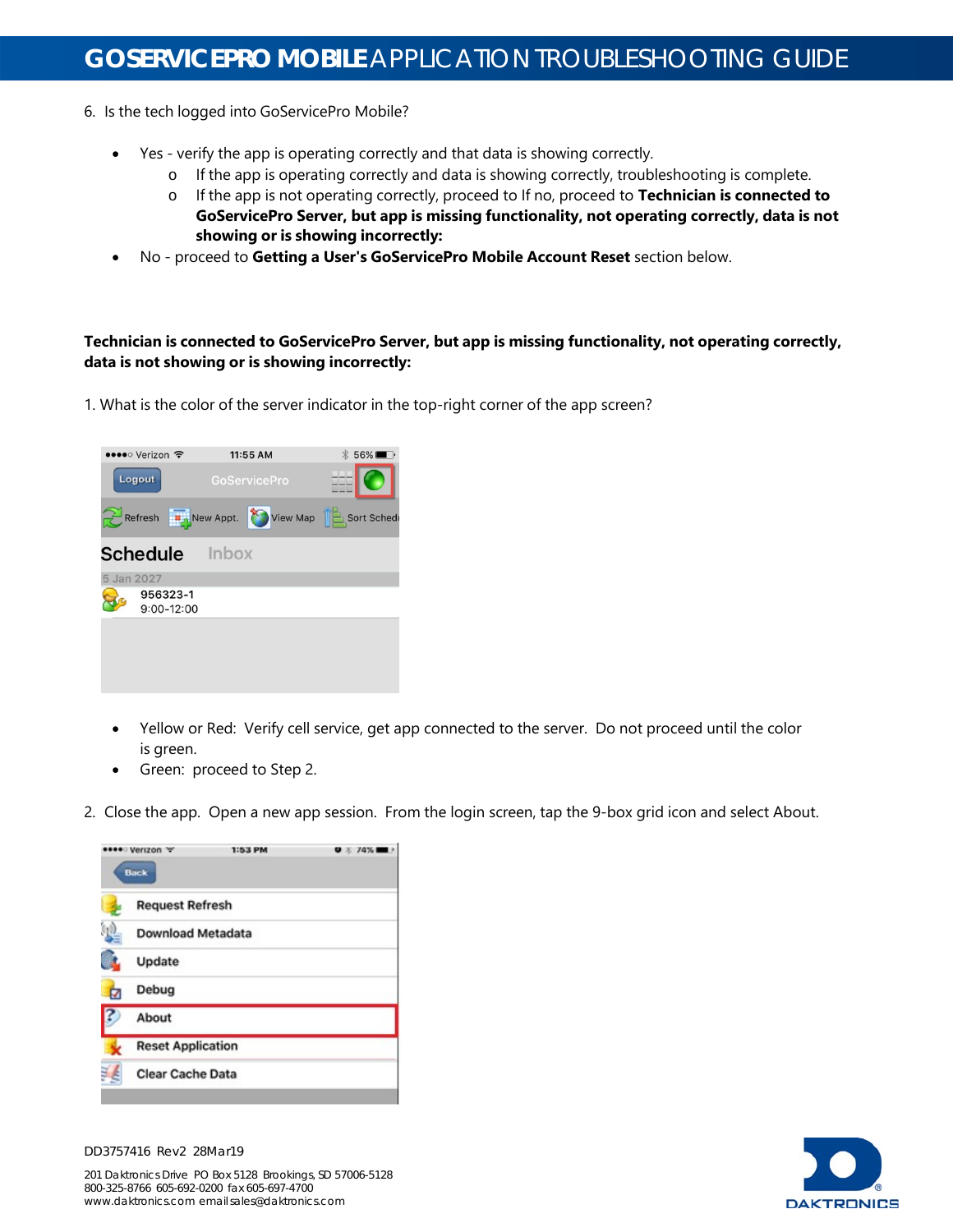6. Is the tech logged into GoServicePro Mobile?

- Yes - verify the app is operating correctly and that data is showing correctly.
    - If the app is operating correctly and data is showing correctly, troubleshooting is complete.
    - If the app is not operating correctly, proceed to If no, proceed to **Technician is connected to GoServicePro Server, but app is missing functionality, not operating correctly, data is not showing or is showing incorrectly:**
- No - proceed to **Getting a User's GoServicePro Mobile Account Reset** section below.

**Technician is connected to GoServicePro Server, but app is missing functionality, not operating correctly, data is not showing or is showing incorrectly:**

1. What is the color of the server indicator in the top-right corner of the app screen?

- Yellow or Red: Verify cell service, get app connected to the server. Do not proceed until the color is green.
- Green: proceed to Step 2.

2. Close the app. Open a new app session. From the login screen, tap the 9-box grid icon and select About.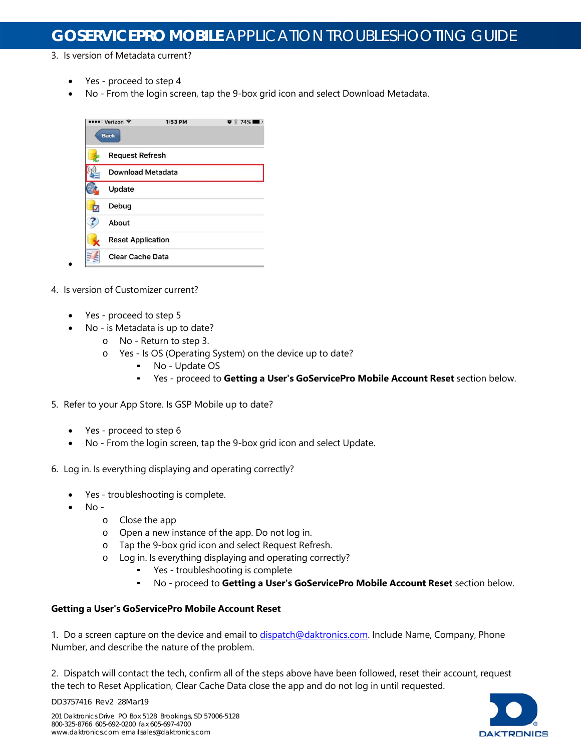3. Is version of Metadata current?

- Yes - proceed to step 4
- No - From the login screen, tap the 9-box grid icon and select Download Metadata.

4. Is version of Customizer current?

- Yes - proceed to step 5
- No - is Metadata is up to date?
  - No - Return to step 3.
  - Yes - Is OS (Operating System) on the device up to date?
    - No - Update OS
    - Yes - proceed to **Getting a User's GoServicePro Mobile Account Reset** section below.

5. Refer to your App Store. Is GSP Mobile up to date?

- Yes - proceed to step 6
- No - From the login screen, tap the 9-box grid icon and select Update.

6. Log in. Is everything displaying and operating correctly?

- Yes - troubleshooting is complete.
- No -
  - Close the app
  - Open a new instance of the app. Do not log in.
  - Tap the 9-box grid icon and select Request Refresh.
  - Log in. Is everything displaying and operating correctly?
    - Yes - troubleshooting is complete
    - No - proceed to **Getting a User's GoServicePro Mobile Account Reset** section below.

**Getting a User's GoServicePro Mobile Account Reset**

1. Do a screen capture on the device and email to dispatch@daktronics.com. Include Name, Company, Phone Number, and describe the nature of the problem.

2. Dispatch will contact the tech, confirm all of the steps above have been followed, reset their account, request the tech to Reset Application, Clear Cache Data close the app and do not log in until requested.

DD3757416 Rev2 28Mar19